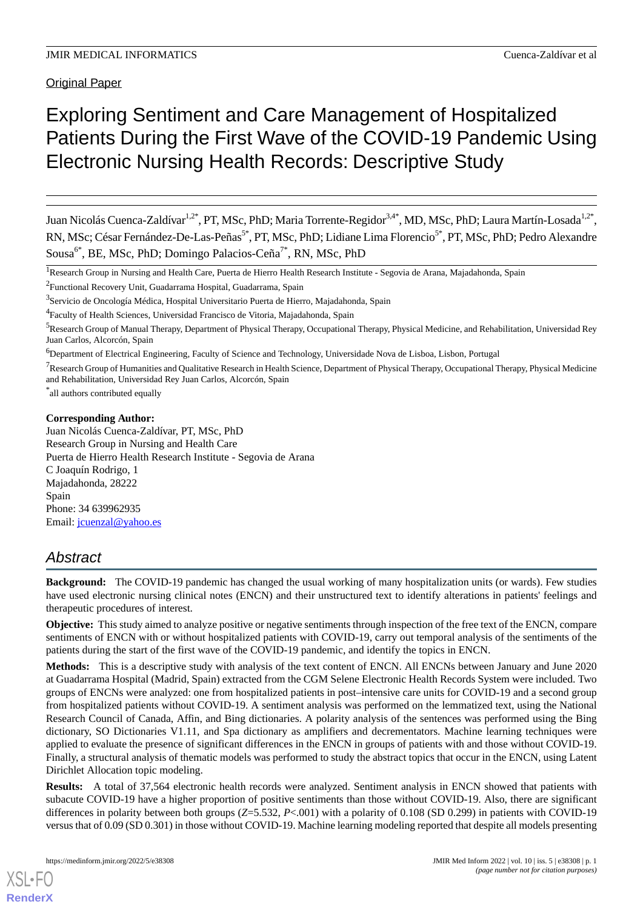Original Paper

# Exploring Sentiment and Care Management of Hospitalized Patients During the First Wave of the COVID-19 Pandemic Using Electronic Nursing Health Records: Descriptive Study

Juan Nicolás Cuenca-Zaldívar[1,2*], PT, MSc, PhD; Maria Torrente-Regidor[3,4*], MD, MSc, PhD; Laura Martín-Losada[1,2*], RN, MSc; César Fernández-De-Las-Peñas[5*], PT, MSc, PhD; Lidiane Lima Florencio[5*], PT, MSc, PhD; Pedro Alexandre Sousa[6*], BE, MSc, PhD; Domingo Palacios-Ceña[7*], RN, MSc, PhD

[1]Research Group in Nursing and Health Care, Puerta de Hierro Health Research Institute - Segovia de Arana, Majadahonda, Spain

[2]Functional Recovery Unit, Guadarrama Hospital, Guadarrama, Spain

[3]Servicio de Oncología Médica, Hospital Universitario Puerta de Hierro, Majadahonda, Spain

[4]Faculty of Health Sciences, Universidad Francisco de Vitoria, Majadahonda, Spain

[5]Research Group of Manual Therapy, Department of Physical Therapy, Occupational Therapy, Physical Medicine, and Rehabilitation, Universidad Rey Juan Carlos, Alcorcón, Spain

[6]Department of Electrical Engineering, Faculty of Science and Technology, Universidade Nova de Lisboa, Lisbon, Portugal

[7]Research Group of Humanities and Qualitative Research in Health Science, Department of Physical Therapy, Occupational Therapy, Physical Medicine and Rehabilitation, Universidad Rey Juan Carlos, Alcorcón, Spain

*all authors contributed equally

**Corresponding Author:**
Juan Nicolás Cuenca-Zaldívar, PT, MSc, PhD
Research Group in Nursing and Health Care
Puerta de Hierro Health Research Institute - Segovia de Arana
C Joaquín Rodrigo, 1
Majadahonda, 28222
Spain
Phone: 34 639962935
Email: jcuenzal@yahoo.es

## Abstract

**Background:** The COVID-19 pandemic has changed the usual working of many hospitalization units (or wards). Few studies have used electronic nursing clinical notes (ENCN) and their unstructured text to identify alterations in patients' feelings and therapeutic procedures of interest.

**Objective:** This study aimed to analyze positive or negative sentiments through inspection of the free text of the ENCN, compare sentiments of ENCN with or without hospitalized patients with COVID-19, carry out temporal analysis of the sentiments of the patients during the start of the first wave of the COVID-19 pandemic, and identify the topics in ENCN.

**Methods:** This is a descriptive study with analysis of the text content of ENCN. All ENCNs between January and June 2020 at Guadarrama Hospital (Madrid, Spain) extracted from the CGM Selene Electronic Health Records System were included. Two groups of ENCNs were analyzed: one from hospitalized patients in post–intensive care units for COVID-19 and a second group from hospitalized patients without COVID-19. A sentiment analysis was performed on the lemmatized text, using the National Research Council of Canada, Affin, and Bing dictionaries. A polarity analysis of the sentences was performed using the Bing dictionary, SO Dictionaries V1.11, and Spa dictionary as amplifiers and decrementators. Machine learning techniques were applied to evaluate the presence of significant differences in the ENCN in groups of patients with and those without COVID-19. Finally, a structural analysis of thematic models was performed to study the abstract topics that occur in the ENCN, using Latent Dirichlet Allocation topic modeling.

**Results:** A total of 37,564 electronic health records were analyzed. Sentiment analysis in ENCN showed that patients with subacute COVID-19 have a higher proportion of positive sentiments than those without COVID-19. Also, there are significant differences in polarity between both groups ($Z$=5.532, $P$<.001) with a polarity of 0.108 (SD 0.299) in patients with COVID-19 versus that of 0.09 (SD 0.301) in those without COVID-19. Machine learning modeling reported that despite all models presenting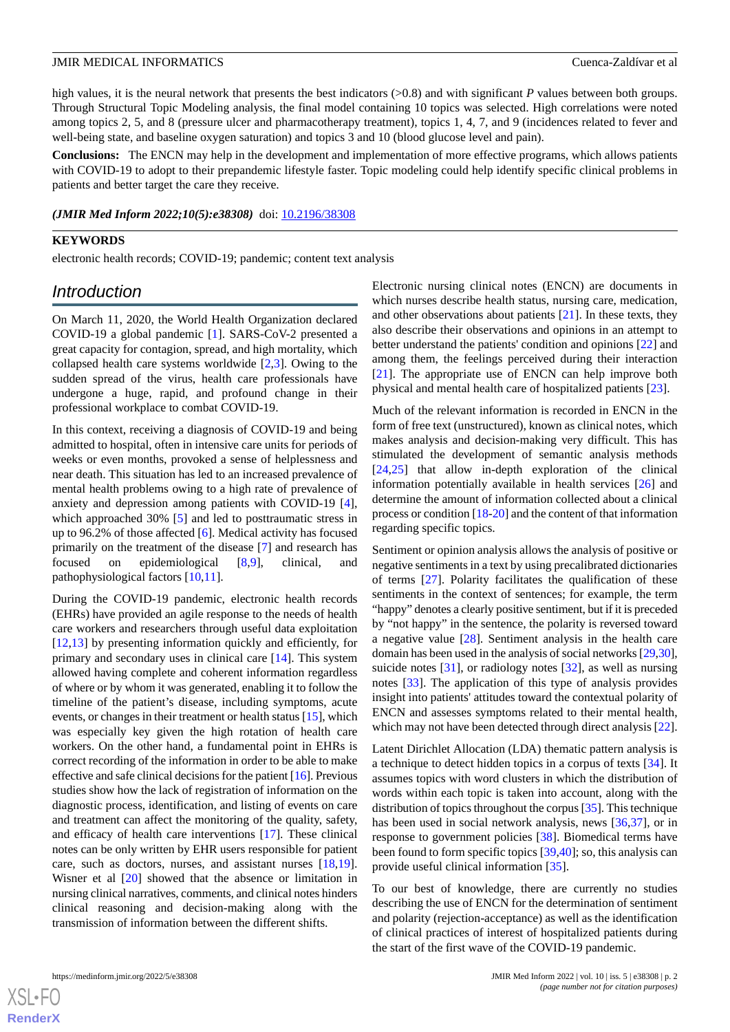high values, it is the neural network that presents the best indicators (>0.8) and with significant *P* values between both groups. Through Structural Topic Modeling analysis, the final model containing 10 topics was selected. High correlations were noted among topics 2, 5, and 8 (pressure ulcer and pharmacotherapy treatment), topics 1, 4, 7, and 9 (incidences related to fever and well-being state, and baseline oxygen saturation) and topics 3 and 10 (blood glucose level and pain).

**Conclusions:** The ENCN may help in the development and implementation of more effective programs, which allows patients with COVID-19 to adopt to their prepandemic lifestyle faster. Topic modeling could help identify specific clinical problems in patients and better target the care they receive.

***(JMIR Med Inform 2022;10(5):e38308)*** doi: 10.2196/38308

**KEYWORDS**

electronic health records; COVID-19; pandemic; content text analysis

## Introduction

On March 11, 2020, the World Health Organization declared COVID-19 a global pandemic [1]. SARS-CoV-2 presented a great capacity for contagion, spread, and high mortality, which collapsed health care systems worldwide [2,3]. Owing to the sudden spread of the virus, health care professionals have undergone a huge, rapid, and profound change in their professional workplace to combat COVID-19.

In this context, receiving a diagnosis of COVID-19 and being admitted to hospital, often in intensive care units for periods of weeks or even months, provoked a sense of helplessness and near death. This situation has led to an increased prevalence of mental health problems owing to a high rate of prevalence of anxiety and depression among patients with COVID-19 [4], which approached 30% [5] and led to posttraumatic stress in up to 96.2% of those affected [6]. Medical activity has focused primarily on the treatment of the disease [7] and research has focused on epidemiological [8,9], clinical, and pathophysiological factors [10,11].

During the COVID-19 pandemic, electronic health records (EHRs) have provided an agile response to the needs of health care workers and researchers through useful data exploitation [12,13] by presenting information quickly and efficiently, for primary and secondary uses in clinical care [14]. This system allowed having complete and coherent information regardless of where or by whom it was generated, enabling it to follow the timeline of the patient's disease, including symptoms, acute events, or changes in their treatment or health status [15], which was especially key given the high rotation of health care workers. On the other hand, a fundamental point in EHRs is correct recording of the information in order to be able to make effective and safe clinical decisions for the patient [16]. Previous studies show how the lack of registration of information on the diagnostic process, identification, and listing of events on care and treatment can affect the monitoring of the quality, safety, and efficacy of health care interventions [17]. These clinical notes can be only written by EHR users responsible for patient care, such as doctors, nurses, and assistant nurses [18,19]. Wisner et al [20] showed that the absence or limitation in nursing clinical narratives, comments, and clinical notes hinders clinical reasoning and decision-making along with the transmission of information between the different shifts.

Electronic nursing clinical notes (ENCN) are documents in which nurses describe health status, nursing care, medication, and other observations about patients [21]. In these texts, they also describe their observations and opinions in an attempt to better understand the patients' condition and opinions [22] and among them, the feelings perceived during their interaction [21]. The appropriate use of ENCN can help improve both physical and mental health care of hospitalized patients [23].

Much of the relevant information is recorded in ENCN in the form of free text (unstructured), known as clinical notes, which makes analysis and decision-making very difficult. This has stimulated the development of semantic analysis methods [24,25] that allow in-depth exploration of the clinical information potentially available in health services [26] and determine the amount of information collected about a clinical process or condition [18-20] and the content of that information regarding specific topics.

Sentiment or opinion analysis allows the analysis of positive or negative sentiments in a text by using precalibrated dictionaries of terms [27]. Polarity facilitates the qualification of these sentiments in the context of sentences; for example, the term "happy" denotes a clearly positive sentiment, but if it is preceded by "not happy" in the sentence, the polarity is reversed toward a negative value [28]. Sentiment analysis in the health care domain has been used in the analysis of social networks [29,30], suicide notes [31], or radiology notes [32], as well as nursing notes [33]. The application of this type of analysis provides insight into patients' attitudes toward the contextual polarity of ENCN and assesses symptoms related to their mental health, which may not have been detected through direct analysis [22].

Latent Dirichlet Allocation (LDA) thematic pattern analysis is a technique to detect hidden topics in a corpus of texts [34]. It assumes topics with word clusters in which the distribution of words within each topic is taken into account, along with the distribution of topics throughout the corpus [35]. This technique has been used in social network analysis, news [36,37], or in response to government policies [38]. Biomedical terms have been found to form specific topics [39,40]; so, this analysis can provide useful clinical information [35].

To our best of knowledge, there are currently no studies describing the use of ENCN for the determination of sentiment and polarity (rejection-acceptance) as well as the identification of clinical practices of interest of hospitalized patients during the start of the first wave of the COVID-19 pandemic.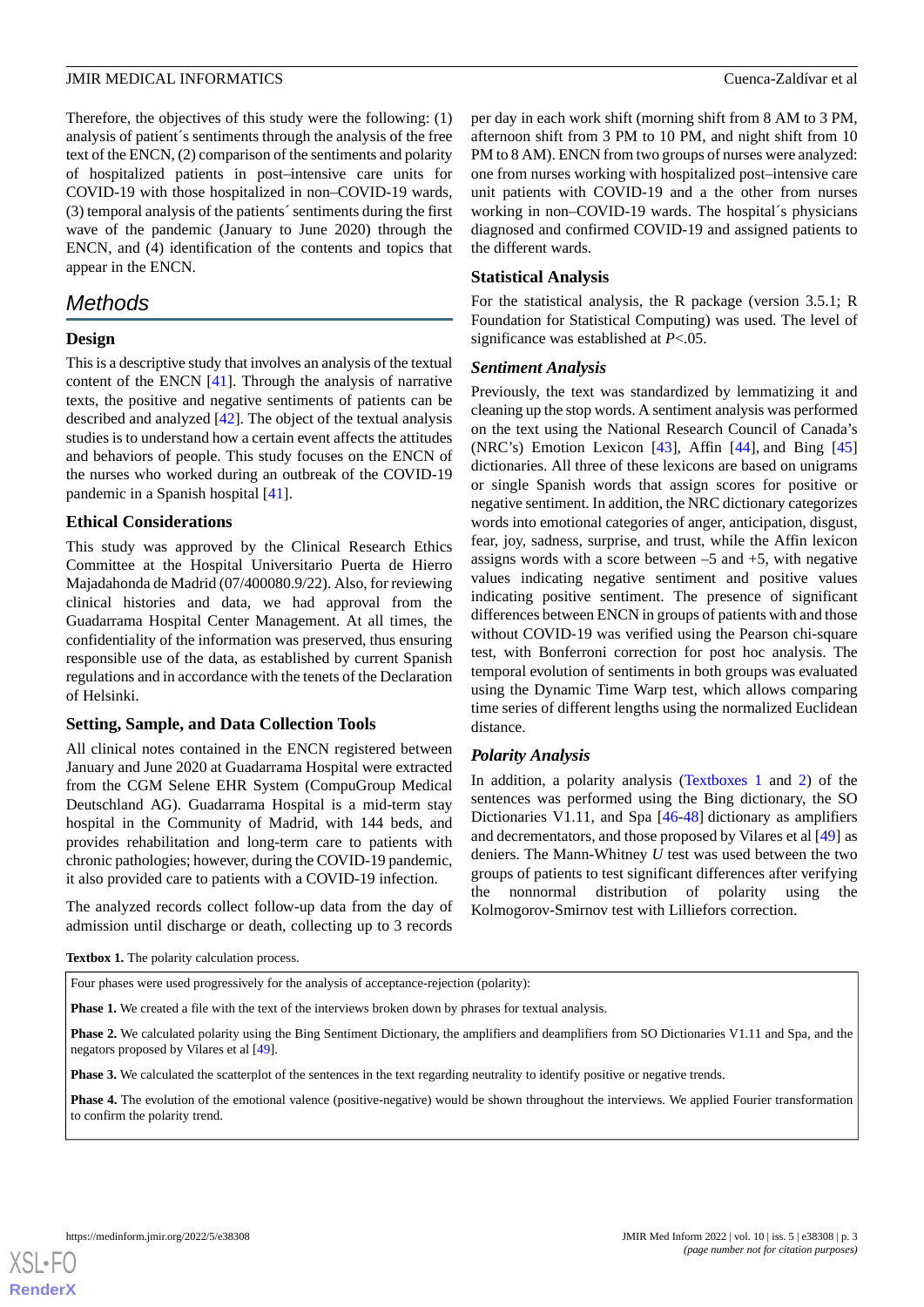Therefore, the objectives of this study were the following: (1) analysis of patient´s sentiments through the analysis of the free text of the ENCN, (2) comparison of the sentiments and polarity of hospitalized patients in post–intensive care units for COVID-19 with those hospitalized in non–COVID-19 wards, (3) temporal analysis of the patients´ sentiments during the first wave of the pandemic (January to June 2020) through the ENCN, and (4) identification of the contents and topics that appear in the ENCN.

## Methods

### Design

This is a descriptive study that involves an analysis of the textual content of the ENCN [41]. Through the analysis of narrative texts, the positive and negative sentiments of patients can be described and analyzed [42]. The object of the textual analysis studies is to understand how a certain event affects the attitudes and behaviors of people. This study focuses on the ENCN of the nurses who worked during an outbreak of the COVID-19 pandemic in a Spanish hospital [41].

### Ethical Considerations

This study was approved by the Clinical Research Ethics Committee at the Hospital Universitario Puerta de Hierro Majadahonda (07/400080.9/22). Also, for reviewing clinical histories and data, we had approval from the Guadarrama Hospital Center Management. At all times, the confidentiality of the information was preserved, thus ensuring responsible use of the data, as established by current Spanish regulations and in accordance with the tenets of the Declaration of Helsinki.

### Setting, Sample, and Data Collection Tools

All clinical notes contained in the ENCN registered between January and June 2020 at Guadarrama Hospital were extracted from the CGM Selene EHR System (CompuGroup Medical Deutschland AG). Guadarrama Hospital is a mid-term stay hospital in the Community of Madrid, with 144 beds, and provides rehabilitation and long-term care to patients with chronic pathologies; however, during the COVID-19 pandemic, it also provided care to patients with a COVID-19 infection.

The analyzed records collect follow-up data from the day of admission until discharge or death, collecting up to 3 records per day in each work shift (morning shift from 8 AM to 3 PM, afternoon shift from 3 PM to 10 PM, and night shift from 10 PM to 8 AM). ENCN from two groups of nurses were analyzed: one from nurses working with hospitalized post–intensive care unit patients with COVID-19 and a the other from nurses working in non–COVID-19 wards. The hospital´s physicians diagnosed and confirmed COVID-19 and assigned patients to the different wards.

### Statistical Analysis

For the statistical analysis, the R package (version 3.5.1; R Foundation for Statistical Computing) was used. The level of significance was established at $P<.05$.

### *Sentiment Analysis*

Previously, the text was standardized by lemmatizing it and cleaning up the stop words. A sentiment analysis was performed on the text using the National Research Council of Canada's (NRC's) Emotion Lexicon [43], Affin [44], and Bing [45] dictionaries. All three of these lexicons are based on unigrams or single Spanish words that assign scores for positive or negative sentiment. In addition, the NRC dictionary categorizes words into emotional categories of anger, anticipation, disgust, fear, joy, sadness, surprise, and trust, while the Affin lexicon assigns words with a score between –5 and +5, with negative values indicating negative sentiment and positive values indicating positive sentiment. The presence of significant differences between ENCN in groups of patients with and those without COVID-19 was verified using the Pearson chi-square test, with Bonferroni correction for post hoc analysis. The temporal evolution of sentiments in both groups was evaluated using the Dynamic Time Warp test, which allows comparing time series of different lengths using the normalized Euclidean distance.

### *Polarity Analysis*

In addition, a polarity analysis (Textboxes 1 and 2) of the sentences was performed using the Bing dictionary, the SO Dictionaries V1.11, and Spa [46-48] dictionary as amplifiers and decrementators, and those proposed by Vilares et al [49] as deniers. The Mann-Whitney *U* test was used between the two groups of patients to test significant differences after verifying the nonnormal distribution of polarity using the Kolmogorov-Smirnov test with Lilliefors correction.

**Textbox 1.** The polarity calculation process.

Four phases were used progressively for the analysis of acceptance-rejection (polarity):

**Phase 1.** We created a file with the text of the interviews broken down by phrases for textual analysis.

**Phase 2.** We calculated polarity using the Bing Sentiment Dictionary, the amplifiers and deamplifiers from SO Dictionaries V1.11 and Spa, and the negators proposed by Vilares et al [49].

**Phase 3.** We calculated the scatterplot of the sentences in the text regarding neutrality to identify positive or negative trends.

**Phase 4.** The evolution of the emotional valence (positive-negative) would be shown throughout the interviews. We applied Fourier transformation to confirm the polarity trend.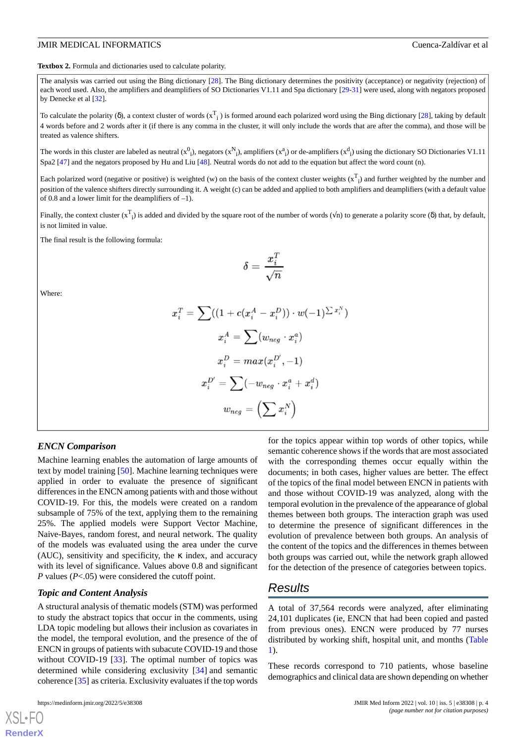**Textbox 2.** Formula and dictionaries used to calculate polarity.

The analysis was carried out using the Bing dictionary [28]. The Bing dictionary determines the positivity (acceptance) or negativity (rejection) of each word used. Also, the amplifiers and deamplifiers of SO Dictionaries V1.11 and Spa dictionary [29-31] were used, along with negators proposed by Denecke et al [32].

To calculate the polarity (δ), a context cluster of words ($x^T_i$) is formed around each polarized word using the Bing dictionary [28], taking by default 4 words before and 2 words after it (if there is any comma in the cluster, it will only include the words that are after the comma), and those will be treated as valence shifters.

The words in this cluster are labeled as neutral ($x^0_i$), negators ($x^N_i$), amplifiers ($x^a_i$) or de-amplifiers ($x^d_i$) using the dictionary SO Dictionaries V1.11 Spa2 [47] and the negators proposed by Hu and Liu [48]. Neutral words do not add to the equation but affect the word count (n).

Each polarized word (negative or positive) is weighted (w) on the basis of the context cluster weights ($x^T_i$) and further weighted by the number and position of the valence shifters directly surrounding it. A weight (c) can be added and applied to both amplifiers and deamplifiers (with a default value of 0.8 and a lower limit for the deamplifiers of –1).

Finally, the context cluster ($x^T_i$) is added and divided by the square root of the number of words (√n) to generate a polarity score (δ) that, by default, is not limited in value.

The final result is the following formula:

$$\delta = \frac{x_i^T}{\sqrt{n}}$$

Where:

$$x_i^T = \sum\left((1 + c(x_i^A - x_i^D)) \cdot w(-1)^{\sum x_i^N}\right)$$

$$x_i^A = \sum(w_{neg} \cdot x_i^a)$$

$$x_i^D = max(x_i^{D'}, -1)$$

$$x_i^{D'} = \sum(-w_{neg} \cdot x_i^a + x_i^d)$$

$$w_{neg} = \left(\sum x_i^N\right)$$

### ENCN Comparison

Machine learning enables the automation of large amounts of text by model training [50]. Machine learning techniques were applied in order to evaluate the presence of significant differences in the ENCN among patients with and those without COVID-19. For this, the models were created on a random subsample of 75% of the text, applying them to the remaining 25%. The applied models were Support Vector Machine, Naive-Bayes, random forest, and neural network. The quality of the models was evaluated using the area under the curve (AUC), sensitivity and specificity, the κ index, and accuracy with its level of significance. Values above 0.8 and significant *P* values (*P*<.05) were considered the cutoff point.

### Topic and Content Analysis

A structural analysis of thematic models (STM) was performed to study the abstract topics that occur in the comments, using LDA topic modeling but allows their inclusion as covariates in the model, the temporal evolution, and the presence of the of ENCN in groups of patients with subacute COVID-19 and those without COVID-19 [33]. The optimal number of topics was determined while considering exclusivity [34] and semantic coherence [35] as criteria. Exclusivity evaluates if the top words for the topics appear within top words of other topics, while semantic coherence shows if the words that are most associated with the corresponding themes occur equally within the documents; in both cases, higher values are better. The effect of the topics of the final model between ENCN in patients with and those without COVID-19 was analyzed, along with the temporal evolution in the prevalence of the appearance of global themes between both groups. The interaction graph was used to determine the presence of significant differences in the evolution of prevalence between both groups. An analysis of the content of the topics and the differences in themes between both groups was carried out, while the network graph allowed for the detection of the presence of categories between topics.

## Results

A total of 37,564 records were analyzed, after eliminating 24,101 duplicates (ie, ENCN that had been copied and pasted from previous ones). ENCN were produced by 77 nurses distributed by working shift, hospital unit, and months (Table 1).

These records correspond to 710 patients, whose baseline demographics and clinical data are shown depending on whether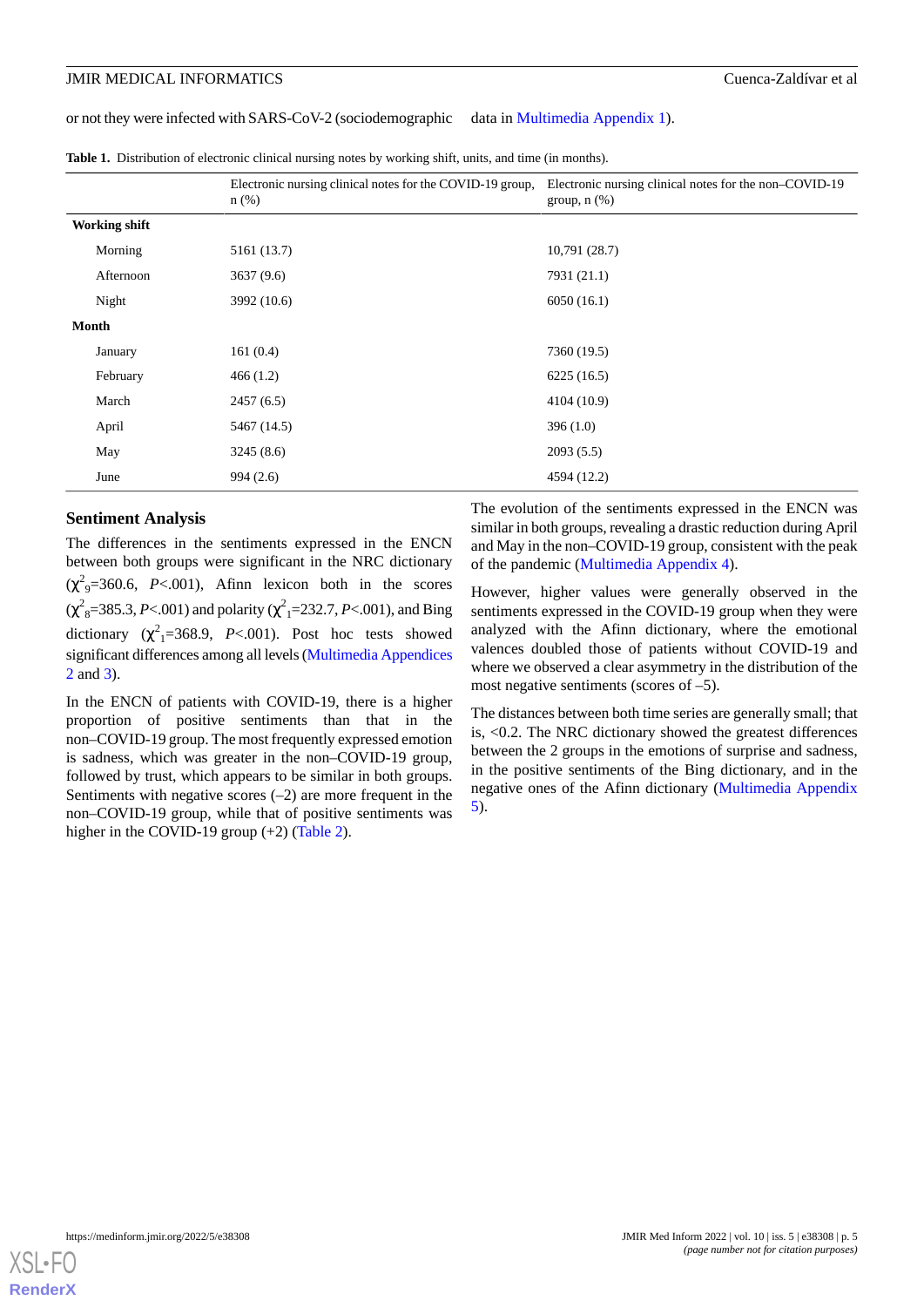or not they were infected with SARS-CoV-2 (sociodemographic data in Multimedia Appendix 1).

**Table 1.** Distribution of electronic clinical nursing notes by working shift, units, and time (in months).

| | Electronic nursing clinical notes for the COVID-19 group, n (%) | Electronic nursing clinical notes for the non–COVID-19 group, n (%) |
|---|---|---|
| **Working shift** | | |
| Morning | 5161 (13.7) | 10,791 (28.7) |
| Afternoon | 3637 (9.6) | 7931 (21.1) |
| Night | 3992 (10.6) | 6050 (16.1) |
| **Month** | | |
| January | 161 (0.4) | 7360 (19.5) |
| February | 466 (1.2) | 6225 (16.5) |
| March | 2457 (6.5) | 4104 (10.9) |
| April | 5467 (14.5) | 396 (1.0) |
| May | 3245 (8.6) | 2093 (5.5) |
| June | 994 (2.6) | 4594 (12.2) |

### Sentiment Analysis

The differences in the sentiments expressed in the ENCN between both groups were significant in the NRC dictionary ($\chi^2_9$=360.6, *P*<.001), Afinn lexicon both in the scores ($\chi^2_8$=385.3, *P*<.001) and polarity ($\chi^2_1$=232.7, *P*<.001), and Bing dictionary ($\chi^2_1$=368.9, *P*<.001). Post hoc tests showed significant differences among all levels (Multimedia Appendices 2 and 3).

In the ENCN of patients with COVID-19, there is a higher proportion of positive sentiments than that in the non–COVID-19 group. The most frequently expressed emotion is sadness, which was greater in the non–COVID-19 group, followed by trust, which appears to be similar in both groups. Sentiments with negative scores (–2) are more frequent in the non–COVID-19 group, while that of positive sentiments was higher in the COVID-19 group (+2) (Table 2).

The evolution of the sentiments expressed in the ENCN was similar in both groups, revealing a drastic reduction during April and May in the non–COVID-19 group, consistent with the peak of the pandemic (Multimedia Appendix 4).

However, higher values were generally observed in the sentiments expressed in the COVID-19 group when they were analyzed with the Afinn dictionary, where the emotional valences doubled those of patients without COVID-19 and where we observed a clear asymmetry in the distribution of the most negative sentiments (scores of –5).

The distances between both time series are generally small; that is, <0.2. The NRC dictionary showed the greatest differences between the 2 groups in the emotions of surprise and sadness, in the positive sentiments of the Bing dictionary, and in the negative ones of the Afinn dictionary (Multimedia Appendix 5).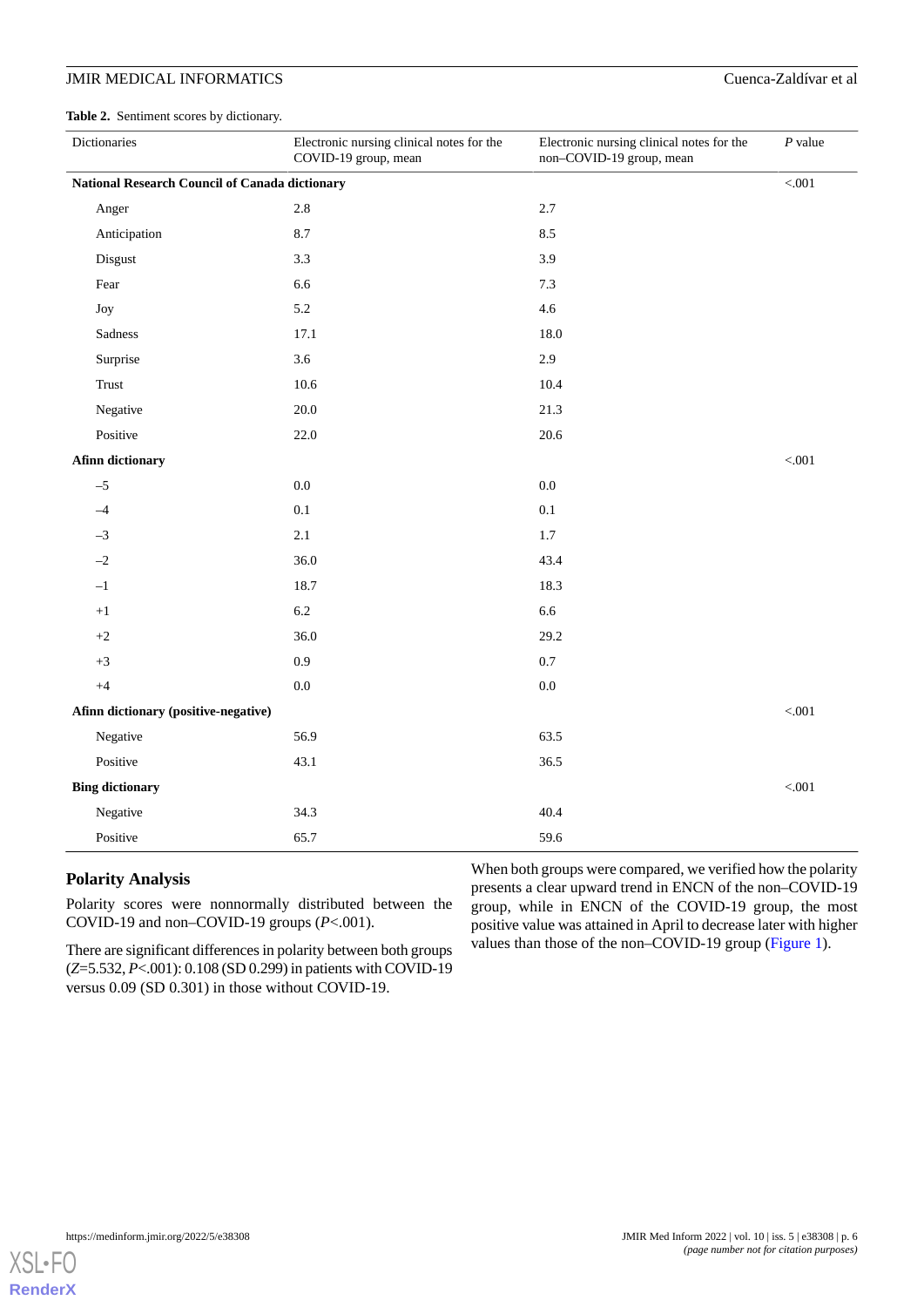**Table 2.** Sentiment scores by dictionary.

| Dictionaries | Electronic nursing clinical notes for the COVID-19 group, mean | Electronic nursing clinical notes for the non–COVID-19 group, mean | *P* value |
|---|---|---|---|
| **National Research Council of Canada dictionary** | | | <.001 |
| Anger | 2.8 | 2.7 | |
| Anticipation | 8.7 | 8.5 | |
| Disgust | 3.3 | 3.9 | |
| Fear | 6.6 | 7.3 | |
| Joy | 5.2 | 4.6 | |
| Sadness | 17.1 | 18.0 | |
| Surprise | 3.6 | 2.9 | |
| Trust | 10.6 | 10.4 | |
| Negative | 20.0 | 21.3 | |
| Positive | 22.0 | 20.6 | |
| **Afinn dictionary** | | | <.001 |
| –5 | 0.0 | 0.0 | |
| –4 | 0.1 | 0.1 | |
| –3 | 2.1 | 1.7 | |
| –2 | 36.0 | 43.4 | |
| –1 | 18.7 | 18.3 | |
| +1 | 6.2 | 6.6 | |
| +2 | 36.0 | 29.2 | |
| +3 | 0.9 | 0.7 | |
| +4 | 0.0 | 0.0 | |
| **Afinn dictionary (positive-negative)** | | | <.001 |
| Negative | 56.9 | 63.5 | |
| Positive | 43.1 | 36.5 | |
| **Bing dictionary** | | | <.001 |
| Negative | 34.3 | 40.4 | |
| Positive | 65.7 | 59.6 | |

## Polarity Analysis

Polarity scores were nonnormally distributed between the COVID-19 and non–COVID-19 groups ($P<.001$).

There are significant differences in polarity between both groups ($Z=5.532$, $P<.001$): 0.108 (SD 0.299) in patients with COVID-19 versus 0.09 (SD 0.301) in those without COVID-19.

When both groups were compared, we verified how the polarity presents a clear upward trend in ENCN of the non–COVID-19 group, while in ENCN of the COVID-19 group, the most positive value was attained in April to decrease later with higher values than those of the non–COVID-19 group (Figure 1).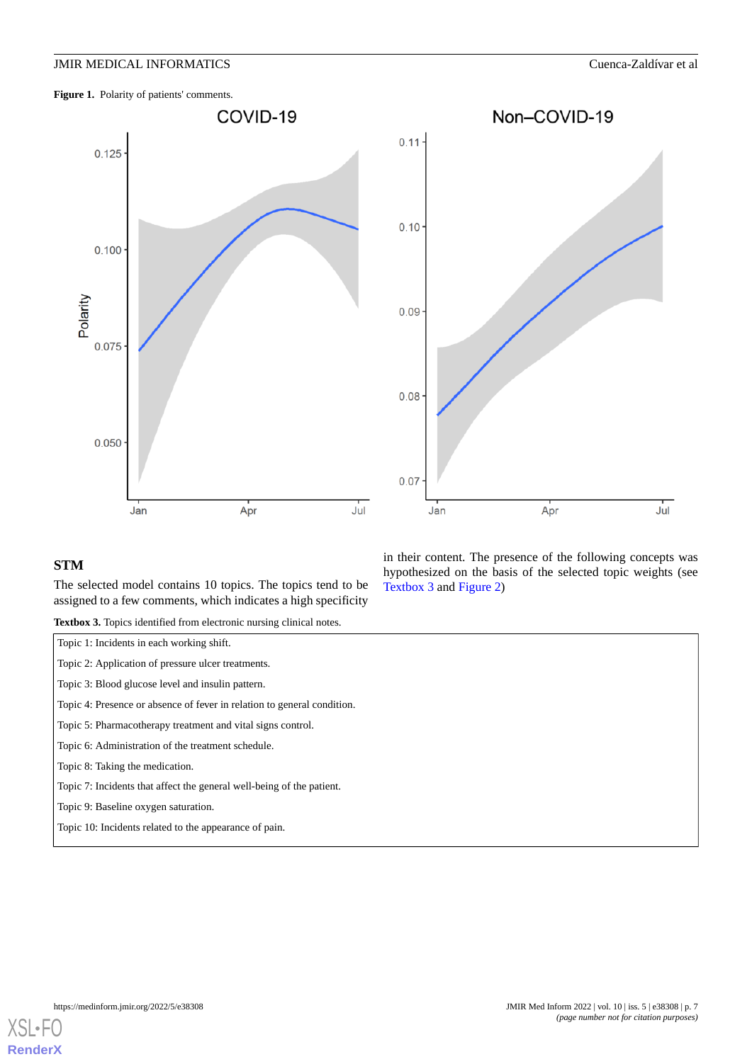**Figure 1.** Polarity of patients' comments.

## STM

The selected model contains 10 topics. The topics tend to be assigned to a few comments, which indicates a high specificity in their content. The presence of the following concepts was hypothesized on the basis of the selected topic weights (see Textbox 3 and Figure 2)

**Textbox 3.** Topics identified from electronic nursing clinical notes.

- Topic 1: Incidents in each working shift.
- Topic 2: Application of pressure ulcer treatments.
- Topic 3: Blood glucose level and insulin pattern.
- Topic 4: Presence or absence of fever in relation to general condition.
- Topic 5: Pharmacotherapy treatment and vital signs control.
- Topic 6: Administration of the treatment schedule.
- Topic 8: Taking the medication.
- Topic 7: Incidents that affect the general well-being of the patient.
- Topic 9: Baseline oxygen saturation.
- Topic 10: Incidents related to the appearance of pain.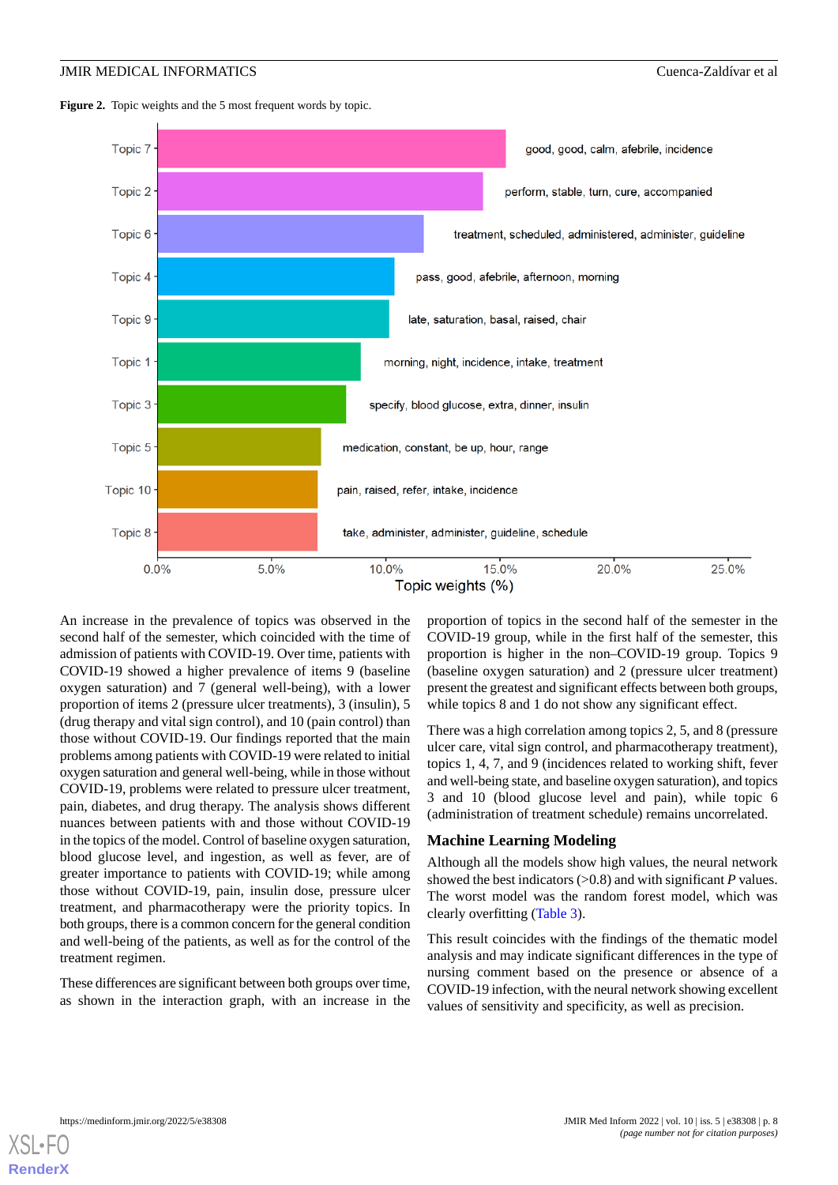**Figure 2.** Topic weights and the 5 most frequent words by topic.

An increase in the prevalence of topics was observed in the second half of the semester, which coincided with the time of admission of patients with COVID-19. Over time, patients with COVID-19 showed a higher prevalence of items 9 (baseline oxygen saturation) and 7 (general well-being), with a lower proportion of items 2 (pressure ulcer treatments), 3 (insulin), 5 (drug therapy and vital sign control), and 10 (pain control) than those without COVID-19. Our findings reported that the main problems among patients with COVID-19 were related to initial oxygen saturation and general well-being, while in those without COVID-19, problems were related to pressure ulcer treatment, pain, diabetes, and drug therapy. The analysis shows different nuances between patients with and those without COVID-19 in the topics of the model. Control of baseline oxygen saturation, blood glucose level, and ingestion, as well as fever, are of greater importance to patients with COVID-19; while among those without COVID-19, pain, insulin dose, pressure ulcer treatment, and pharmacotherapy were the priority topics. In both groups, there is a common concern for the general condition and well-being of the patients, as well as for the control of the treatment regimen.

These differences are significant between both groups over time, as shown in the interaction graph, with an increase in the proportion of topics in the second half of the semester in the COVID-19 group, while in the first half of the semester, this proportion is higher in the non–COVID-19 group. Topics 9 (baseline oxygen saturation) and 2 (pressure ulcer treatment) present the greatest and significant effects between both groups, while topics 8 and 1 do not show any significant effect.

There was a high correlation among topics 2, 5, and 8 (pressure ulcer care, vital sign control, and pharmacotherapy treatment), topics 1, 4, 7, and 9 (incidences related to working shift, fever and well-being state, and baseline oxygen saturation), and topics 3 and 10 (blood glucose level and pain), while topic 6 (administration of treatment schedule) remains uncorrelated.

## Machine Learning Modeling

Although all the models show high values, the neural network showed the best indicators (>0.8) and with significant *P* values. The worst model was the random forest model, which was clearly overfitting (Table 3).

This result coincides with the findings of the thematic model analysis and may indicate significant differences in the type of nursing comment based on the presence or absence of a COVID-19 infection, with the neural network showing excellent values of sensitivity and specificity, as well as precision.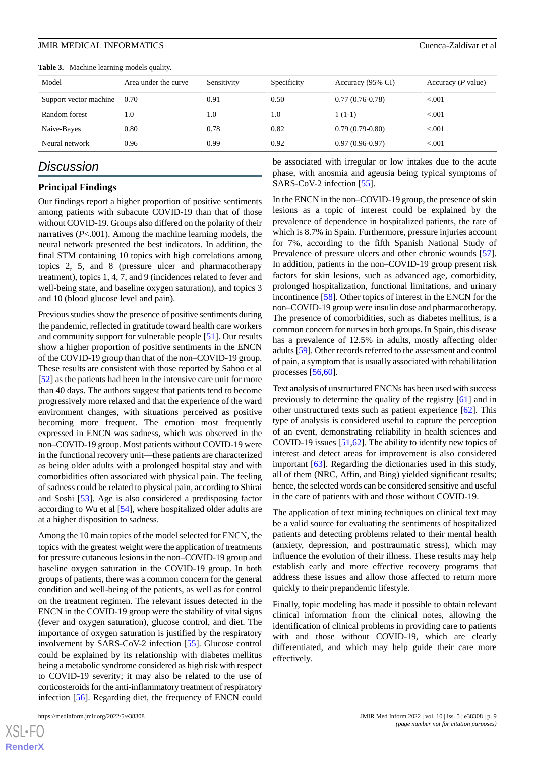**Table 3.** Machine learning models quality.

| Model | Area under the curve | Sensitivity | Specificity | Accuracy (95% CI) | Accuracy (*P* value) |
|---|---|---|---|---|---|
| Support vector machine | 0.70 | 0.91 | 0.50 | 0.77 (0.76-0.78) | <.001 |
| Random forest | 1.0 | 1.0 | 1.0 | 1 (1-1) | <.001 |
| Naive-Bayes | 0.80 | 0.78 | 0.82 | 0.79 (0.79-0.80) | <.001 |
| Neural network | 0.96 | 0.99 | 0.92 | 0.97 (0.96-0.97) | <.001 |

## Discussion

### Principal Findings

Our findings report a higher proportion of positive sentiments among patients with subacute COVID-19 than that of those without COVID-19. Groups also differed on the polarity of their narratives (*P*<.001). Among the machine learning models, the neural network presented the best indicators. In addition, the final STM containing 10 topics with high correlations among topics 2, 5, and 8 (pressure ulcer and pharmacotherapy treatment), topics 1, 4, 7, and 9 (incidences related to fever and well-being state, and baseline oxygen saturation), and topics 3 and 10 (blood glucose level and pain).

Previous studies show the presence of positive sentiments during the pandemic, reflected in gratitude toward health care workers and community support for vulnerable people [51]. Our results show a higher proportion of positive sentiments in the ENCN of the COVID-19 group than that of the non–COVID-19 group. These results are consistent with those reported by Sahoo et al [52] as the patients had been in the intensive care unit for more than 40 days. The authors suggest that patients tend to become progressively more relaxed and that the experience of the ward environment changes, with situations perceived as positive becoming more frequent. The emotion most frequently expressed in ENCN was sadness, which was observed in the non–COVID-19 group. Most patients without COVID-19 were in the functional recovery unit—these patients are characterized as being older adults with a prolonged hospital stay and with comorbidities often associated with physical pain. The feeling of sadness could be related to physical pain, according to Shirai and Soshi [53]. Age is also considered a predisposing factor according to Wu et al [54], where hospitalized older adults are at a higher disposition to sadness.

Among the 10 main topics of the model selected for ENCN, the topics with the greatest weight were the application of treatments for pressure cutaneous lesions in the non–COVID-19 group and baseline oxygen saturation in the COVID-19 group. In both groups of patients, there was a common concern for the general condition and well-being of the patients, as well as for control on the treatment regimen. The relevant issues detected in the ENCN in the COVID-19 group were the stability of vital signs (fever and oxygen saturation), glucose control, and diet. The importance of oxygen saturation is justified by the respiratory involvement by SARS-CoV-2 infection [55]. Glucose control could be explained by its relationship with diabetes mellitus being a metabolic syndrome considered as high risk with respect to COVID-19 severity; it may also be related to the use of corticosteroids for the anti-inflammatory treatment of respiratory infection [56]. Regarding diet, the frequency of ENCN could be associated with irregular or low intakes due to the acute phase, with anosmia and ageusia being typical symptoms of SARS-CoV-2 infection [55].

In the ENCN in the non–COVID-19 group, the presence of skin lesions as a topic of interest could be explained by the prevalence of dependence in hospitalized patients, the rate of which is 8.7% in Spain. Furthermore, pressure injuries account for 7%, according to the fifth Spanish National Study of Prevalence of pressure ulcers and other chronic wounds [57]. In addition, patients in the non–COVID-19 group present risk factors for skin lesions, such as advanced age, comorbidity, prolonged hospitalization, functional limitations, and urinary incontinence [58]. Other topics of interest in the ENCN for the non–COVID-19 group were insulin dose and pharmacotherapy. The presence of comorbidities, such as diabetes mellitus, is a common concern for nurses in both groups. In Spain, this disease has a prevalence of 12.5% in adults, mostly affecting older adults [59]. Other records referred to the assessment and control of pain, a symptom that is usually associated with rehabilitation processes [56,60].

Text analysis of unstructured ENCNs has been used with success previously to determine the quality of the registry [61] and in other unstructured texts such as patient experience [62]. This type of analysis is considered useful to capture the perception of an event, demonstrating reliability in health sciences and COVID-19 issues [51,62]. The ability to identify new topics of interest and detect areas for improvement is also considered important [63]. Regarding the dictionaries used in this study, all of them (NRC, Affin, and Bing) yielded significant results; hence, the selected words can be considered sensitive and useful in the care of patients with and those without COVID-19.

The application of text mining techniques on clinical text may be a valid source for evaluating the sentiments of hospitalized patients and detecting problems related to their mental health (anxiety, depression, and posttraumatic stress), which may influence the evolution of their illness. These results may help establish early and more effective recovery programs that address these issues and allow those affected to return more quickly to their prepandemic lifestyle.

Finally, topic modeling has made it possible to obtain relevant clinical information from the clinical notes, allowing the identification of clinical problems in providing care to patients with and those without COVID-19, which are clearly differentiated, and which may help guide their care more effectively.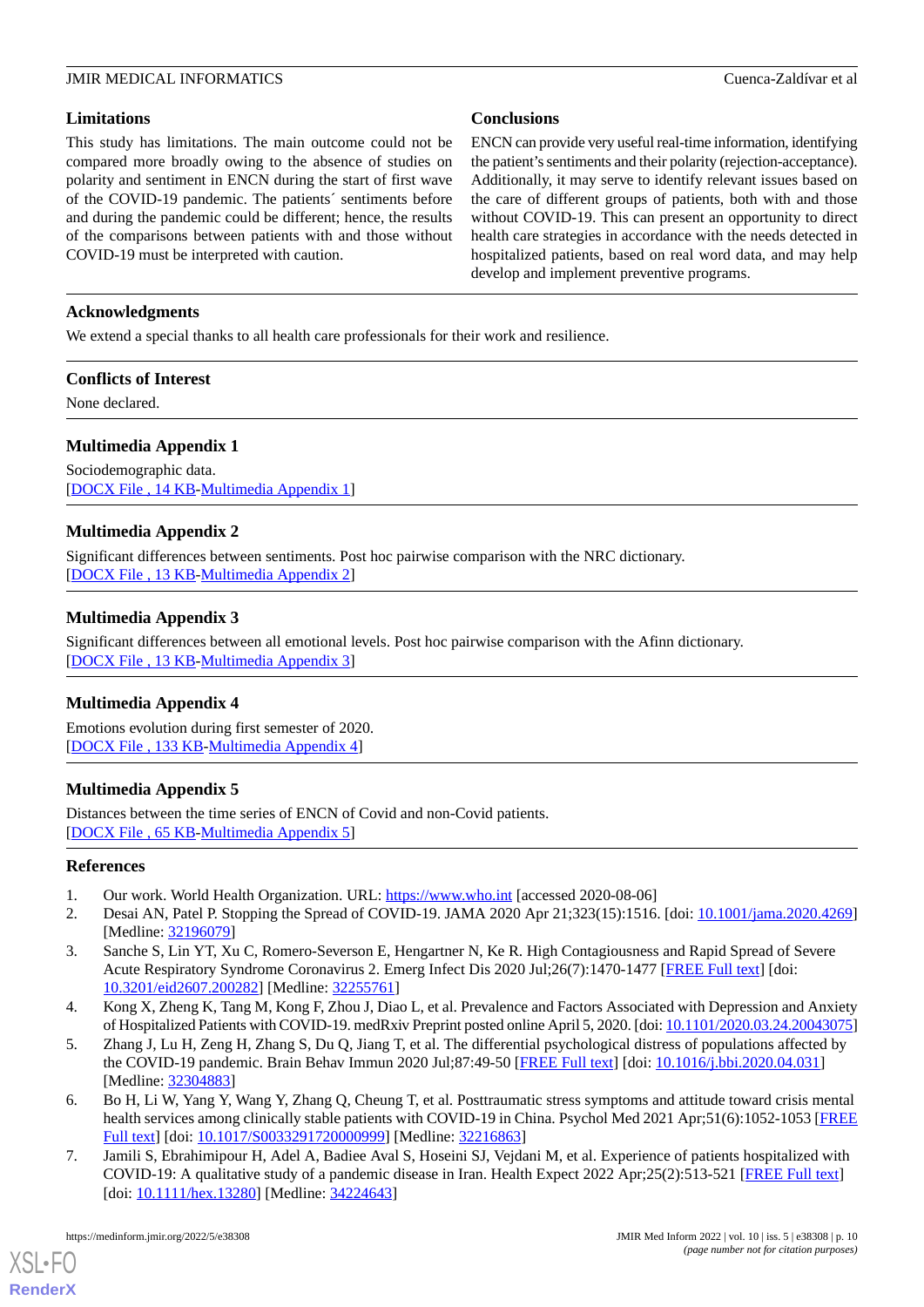## Limitations

This study has limitations. The main outcome could not be compared more broadly owing to the absence of studies on polarity and sentiment in ENCN during the start of first wave of the COVID-19 pandemic. The patients´ sentiments before and during the pandemic could be different; hence, the results of the comparisons between patients with and those without COVID-19 must be interpreted with caution.

## Conclusions

ENCN can provide very useful real-time information, identifying the patient's sentiments and their polarity (rejection-acceptance). Additionally, it may serve to identify relevant issues based on the care of different groups of patients, both with and those without COVID-19. This can present an opportunity to direct health care strategies in accordance with the needs detected in hospitalized patients, based on real word data, and may help develop and implement preventive programs.

## Acknowledgments

We extend a special thanks to all health care professionals for their work and resilience.

## Conflicts of Interest

None declared.

## Multimedia Appendix 1

Sociodemographic data.
[DOCX File , 14 KB-Multimedia Appendix 1]

## Multimedia Appendix 2

Significant differences between sentiments. Post hoc pairwise comparison with the NRC dictionary.
[DOCX File , 13 KB-Multimedia Appendix 2]

## Multimedia Appendix 3

Significant differences between all emotional levels. Post hoc pairwise comparison with the Afinn dictionary.
[DOCX File , 13 KB-Multimedia Appendix 3]

## Multimedia Appendix 4

Emotions evolution during first semester of 2020.
[DOCX File , 133 KB-Multimedia Appendix 4]

## Multimedia Appendix 5

Distances between the time series of ENCN of Covid and non-Covid patients.
[DOCX File , 65 KB-Multimedia Appendix 5]

## References

1. Our work. World Health Organization. URL: https://www.who.int [accessed 2020-08-06]
2. Desai AN, Patel P. Stopping the Spread of COVID-19. JAMA 2020 Apr 21;323(15):1516. [doi: 10.1001/jama.2020.4269] [Medline: 32196079]
3. Sanche S, Lin YT, Xu C, Romero-Severson E, Hengartner N, Ke R. High Contagiousness and Rapid Spread of Severe Acute Respiratory Syndrome Coronavirus 2. Emerg Infect Dis 2020 Jul;26(7):1470-1477 [FREE Full text] [doi: 10.3201/eid2607.200282] [Medline: 32255761]
4. Kong X, Zheng K, Tang M, Kong F, Zhou J, Diao L, et al. Prevalence and Factors Associated with Depression and Anxiety of Hospitalized Patients with COVID-19. medRxiv Preprint posted online April 5, 2020. [doi: 10.1101/2020.03.24.20043075]
5. Zhang J, Lu H, Zeng H, Zhang S, Du Q, Jiang T, et al. The differential psychological distress of populations affected by the COVID-19 pandemic. Brain Behav Immun 2020 Jul;87:49-50 [FREE Full text] [doi: 10.1016/j.bbi.2020.04.031] [Medline: 32304883]
6. Bo H, Li W, Yang Y, Wang Y, Zhang Q, Cheung T, et al. Posttraumatic stress symptoms and attitude toward crisis mental health services among clinically stable patients with COVID-19 in China. Psychol Med 2021 Apr;51(6):1052-1053 [FREE Full text] [doi: 10.1017/S0033291720000999] [Medline: 32216863]
7. Jamili S, Ebrahimipour H, Adel A, Badiee Aval S, Hoseini SJ, Vejdani M, et al. Experience of patients hospitalized with COVID-19: A qualitative study of a pandemic disease in Iran. Health Expect 2022 Apr;25(2):513-521 [FREE Full text] [doi: 10.1111/hex.13280] [Medline: 34224643]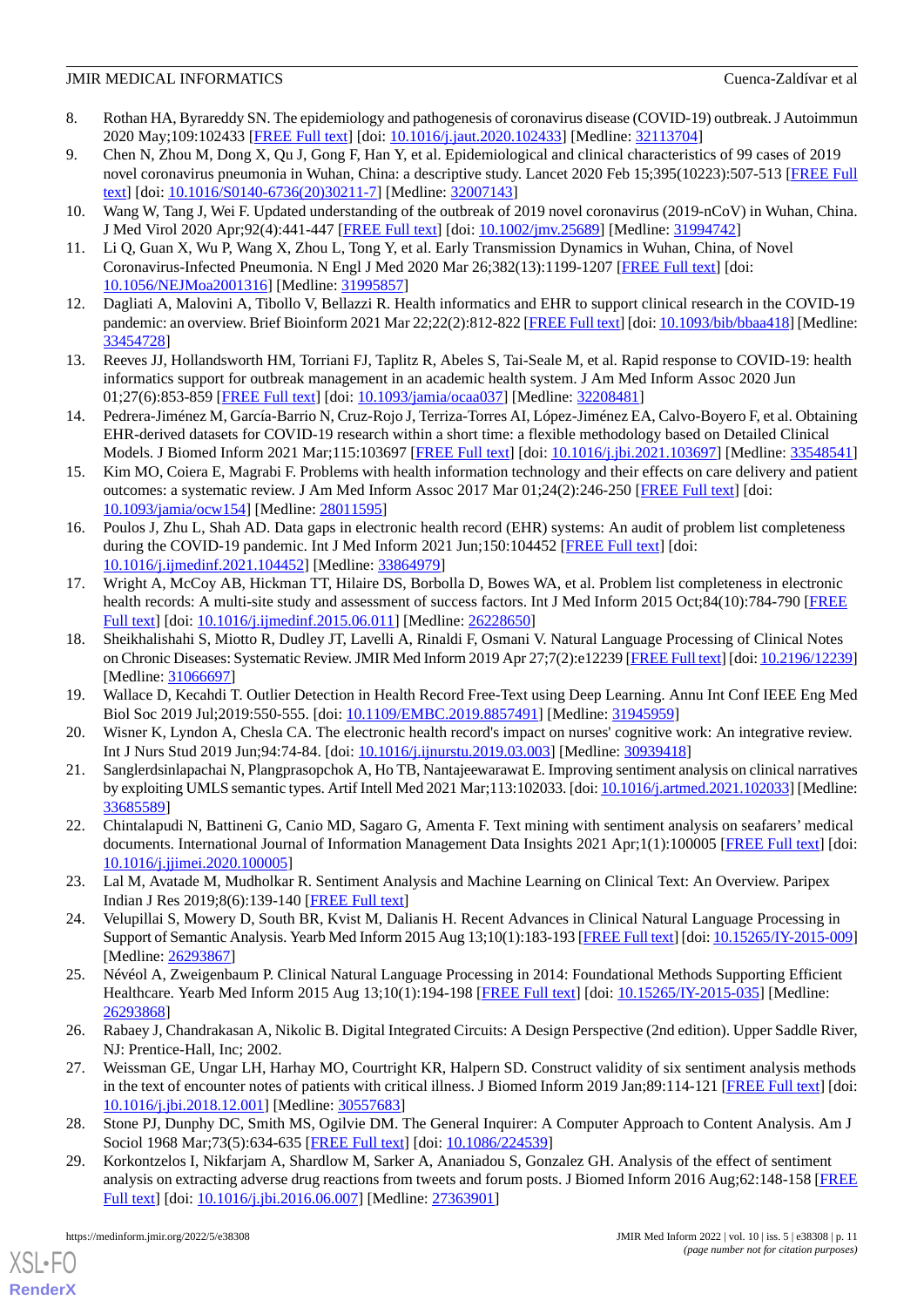8. Rothan HA, Byrareddy SN. The epidemiology and pathogenesis of coronavirus disease (COVID-19) outbreak. J Autoimmun 2020 May;109:102433 [FREE Full text] [doi: 10.1016/j.jaut.2020.102433] [Medline: 32113704]
9. Chen N, Zhou M, Dong X, Qu J, Gong F, Han Y, et al. Epidemiological and clinical characteristics of 99 cases of 2019 novel coronavirus pneumonia in Wuhan, China: a descriptive study. Lancet 2020 Feb 15;395(10223):507-513 [FREE Full text] [doi: 10.1016/S0140-6736(20)30211-7] [Medline: 32007143]
10. Wang W, Tang J, Wei F. Updated understanding of the outbreak of 2019 novel coronavirus (2019-nCoV) in Wuhan, China. J Med Virol 2020 Apr;92(4):441-447 [FREE Full text] [doi: 10.1002/jmv.25689] [Medline: 31994742]
11. Li Q, Guan X, Wu P, Wang X, Zhou L, Tong Y, et al. Early Transmission Dynamics in Wuhan, China, of Novel Coronavirus-Infected Pneumonia. N Engl J Med 2020 Mar 26;382(13):1199-1207 [FREE Full text] [doi: 10.1056/NEJMoa2001316] [Medline: 31995857]
12. Dagliati A, Malovini A, Tibollo V, Bellazzi R. Health informatics and EHR to support clinical research in the COVID-19 pandemic: an overview. Brief Bioinform 2021 Mar 22;22(2):812-822 [FREE Full text] [doi: 10.1093/bib/bbaa418] [Medline: 33454728]
13. Reeves JJ, Hollandsworth HM, Torriani FJ, Taplitz R, Abeles S, Tai-Seale M, et al. Rapid response to COVID-19: health informatics support for outbreak management in an academic health system. J Am Med Inform Assoc 2020 Jun 01;27(6):853-859 [FREE Full text] [doi: 10.1093/jamia/ocaa037] [Medline: 32208481]
14. Pedrera-Jiménez M, García-Barrio N, Cruz-Rojo J, Terriza-Torres AI, López-Jiménez EA, Calvo-Boyero F, et al. Obtaining EHR-derived datasets for COVID-19 research within a short time: a flexible methodology based on Detailed Clinical Models. J Biomed Inform 2021 Mar;115:103697 [FREE Full text] [doi: 10.1016/j.jbi.2021.103697] [Medline: 33548541]
15. Kim MO, Coiera E, Magrabi F. Problems with health information technology and their effects on care delivery and patient outcomes: a systematic review. J Am Med Inform Assoc 2017 Mar 01;24(2):246-250 [FREE Full text] [doi: 10.1093/jamia/ocw154] [Medline: 28011595]
16. Poulos J, Zhu L, Shah AD. Data gaps in electronic health record (EHR) systems: An audit of problem list completeness during the COVID-19 pandemic. Int J Med Inform 2021 Jun;150:104452 [FREE Full text] [doi: 10.1016/j.ijmedinf.2021.104452] [Medline: 33864979]
17. Wright A, McCoy AB, Hickman TT, Hilaire DS, Borbolla D, Bowes WA, et al. Problem list completeness in electronic health records: A multi-site study and assessment of success factors. Int J Med Inform 2015 Oct;84(10):784-790 [FREE Full text] [doi: 10.1016/j.ijmedinf.2015.06.011] [Medline: 26228650]
18. Sheikhalishahi S, Miotto R, Dudley JT, Lavelli A, Rinaldi F, Osmani V. Natural Language Processing of Clinical Notes on Chronic Diseases: Systematic Review. JMIR Med Inform 2019 Apr 27;7(2):e12239 [FREE Full text] [doi: 10.2196/12239] [Medline: 31066697]
19. Wallace D, Kecahdi T. Outlier Detection in Health Record Free-Text using Deep Learning. Annu Int Conf IEEE Eng Med Biol Soc 2019 Jul;2019:550-555. [doi: 10.1109/EMBC.2019.8857491] [Medline: 31945959]
20. Wisner K, Lyndon A, Chesla CA. The electronic health record's impact on nurses' cognitive work: An integrative review. Int J Nurs Stud 2019 Jun;94:74-84. [doi: 10.1016/j.ijnurstu.2019.03.003] [Medline: 30939418]
21. Sanglerdsinlapachai N, Plangprasopchok A, Ho TB, Nantajeewarawat E. Improving sentiment analysis on clinical narratives by exploiting UMLS semantic types. Artif Intell Med 2021 Mar;113:102033. [doi: 10.1016/j.artmed.2021.102033] [Medline: 33685589]
22. Chintalapudi N, Battineni G, Canio MD, Sagaro G, Amenta F. Text mining with sentiment analysis on seafarers' medical documents. International Journal of Information Management Data Insights 2021 Apr;1(1):100005 [FREE Full text] [doi: 10.1016/j.jjimei.2020.100005]
23. Lal M, Avatade M, Mudholkar R. Sentiment Analysis and Machine Learning on Clinical Text: An Overview. Paripex Indian J Res 2019;8(6):139-140 [FREE Full text]
24. Velupillai S, Mowery D, South BR, Kvist M, Dalianis H. Recent Advances in Clinical Natural Language Processing in Support of Semantic Analysis. Yearb Med Inform 2015 Aug 13;10(1):183-193 [FREE Full text] [doi: 10.15265/IY-2015-009] [Medline: 26293867]
25. Névéol A, Zweigenbaum P. Clinical Natural Language Processing in 2014: Foundational Methods Supporting Efficient Healthcare. Yearb Med Inform 2015 Aug 13;10(1):194-198 [FREE Full text] [doi: 10.15265/IY-2015-035] [Medline: 26293868]
26. Rabaey J, Chandrakasan A, Nikolic B. Digital Integrated Circuits: A Design Perspective (2nd edition). Upper Saddle River, NJ: Prentice-Hall, Inc; 2002.
27. Weissman GE, Ungar LH, Harhay MO, Courtright KR, Halpern SD. Construct validity of six sentiment analysis methods in the text of encounter notes of patients with critical illness. J Biomed Inform 2019 Jan;89:114-121 [FREE Full text] [doi: 10.1016/j.jbi.2018.12.001] [Medline: 30557683]
28. Stone PJ, Dunphy DC, Smith MS, Ogilvie DM. The General Inquirer: A Computer Approach to Content Analysis. Am J Sociol 1968 Mar;73(5):634-635 [FREE Full text] [doi: 10.1086/224539]
29. Korkontzelos I, Nikfarjam A, Shardlow M, Sarker A, Ananiadou S, Gonzalez GH. Analysis of the effect of sentiment analysis on extracting adverse drug reactions from tweets and forum posts. J Biomed Inform 2016 Aug;62:148-158 [FREE Full text] [doi: 10.1016/j.jbi.2016.06.007] [Medline: 27363901]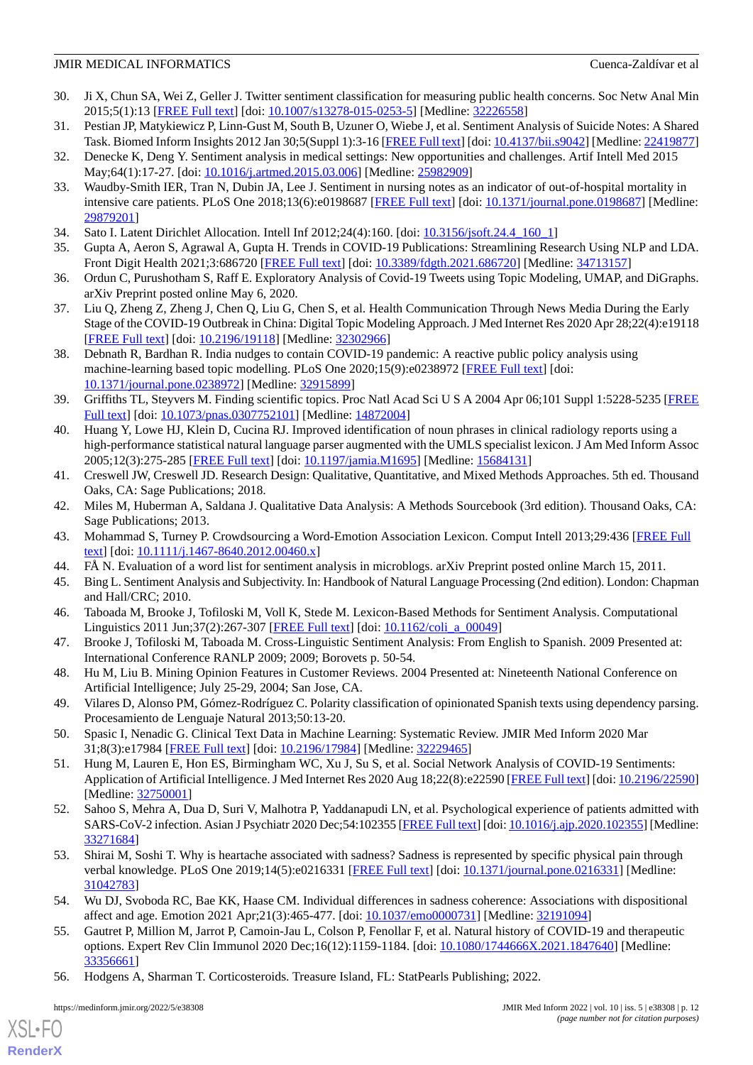30. Ji X, Chun SA, Wei Z, Geller J. Twitter sentiment classification for measuring public health concerns. Soc Netw Anal Min 2015;5(1):13 [FREE Full text] [doi: 10.1007/s13278-015-0253-5] [Medline: 32226558]
31. Pestian JP, Matykiewicz P, Linn-Gust M, South B, Uzuner O, Wiebe J, et al. Sentiment Analysis of Suicide Notes: A Shared Task. Biomed Inform Insights 2012 Jan 30;5(Suppl 1):3-16 [FREE Full text] [doi: 10.4137/bii.s9042] [Medline: 22419877]
32. Denecke K, Deng Y. Sentiment analysis in medical settings: New opportunities and challenges. Artif Intell Med 2015 May;64(1):17-27. [doi: 10.1016/j.artmed.2015.03.006] [Medline: 25982909]
33. Waudby-Smith IER, Tran N, Dubin JA, Lee J. Sentiment in nursing notes as an indicator of out-of-hospital mortality in intensive care patients. PLoS One 2018;13(6):e0198687 [FREE Full text] [doi: 10.1371/journal.pone.0198687] [Medline: 29879201]
34. Sato I. Latent Dirichlet Allocation. Intell Inf 2012;24(4):160. [doi: 10.3156/jsoft.24.4_160_1]
35. Gupta A, Aeron S, Agrawal A, Gupta H. Trends in COVID-19 Publications: Streamlining Research Using NLP and LDA. Front Digit Health 2021;3:686720 [FREE Full text] [doi: 10.3389/fdgth.2021.686720] [Medline: 34713157]
36. Ordun C, Purushotham S, Raff E. Exploratory Analysis of Covid-19 Tweets using Topic Modeling, UMAP, and DiGraphs. arXiv Preprint posted online May 6, 2020.
37. Liu Q, Zheng Z, Zheng J, Chen Q, Liu G, Chen S, et al. Health Communication Through News Media During the Early Stage of the COVID-19 Outbreak in China: Digital Topic Modeling Approach. J Med Internet Res 2020 Apr 28;22(4):e19118 [FREE Full text] [doi: 10.2196/19118] [Medline: 32302966]
38. Debnath R, Bardhan R. India nudges to contain COVID-19 pandemic: A reactive public policy analysis using machine-learning based topic modelling. PLoS One 2020;15(9):e0238972 [FREE Full text] [doi: 10.1371/journal.pone.0238972] [Medline: 32915899]
39. Griffiths TL, Steyvers M. Finding scientific topics. Proc Natl Acad Sci U S A 2004 Apr 06;101 Suppl 1:5228-5235 [FREE Full text] [doi: 10.1073/pnas.0307752101] [Medline: 14872004]
40. Huang Y, Lowe HJ, Klein D, Cucina RJ. Improved identification of noun phrases in clinical radiology reports using a high-performance statistical natural language parser augmented with the UMLS specialist lexicon. J Am Med Inform Assoc 2005;12(3):275-285 [FREE Full text] [doi: 10.1197/jamia.M1695] [Medline: 15684131]
41. Creswell JW, Creswell JD. Research Design: Qualitative, Quantitative, and Mixed Methods Approaches. 5th ed. Thousand Oaks, CA: Sage Publications; 2018.
42. Miles M, Huberman A, Saldana J. Qualitative Data Analysis: A Methods Sourcebook (3rd edition). Thousand Oaks, CA: Sage Publications; 2013.
43. Mohammad S, Turney P. Crowdsourcing a Word-Emotion Association Lexicon. Comput Intell 2013;29:436 [FREE Full text] [doi: 10.1111/j.1467-8640.2012.00460.x]
44. FÅ N. Evaluation of a word list for sentiment analysis in microblogs. arXiv Preprint posted online March 15, 2011.
45. Bing L. Sentiment Analysis and Subjectivity. In: Handbook of Natural Language Processing (2nd edition). London: Chapman and Hall/CRC; 2010.
46. Taboada M, Brooke J, Tofiloski M, Voll K, Stede M. Lexicon-Based Methods for Sentiment Analysis. Computational Linguistics 2011 Jun;37(2):267-307 [FREE Full text] [doi: 10.1162/coli_a_00049]
47. Brooke J, Tofiloski M, Taboada M. Cross-Linguistic Sentiment Analysis: From English to Spanish. 2009 Presented at: International Conference RANLP 2009; 2009; Borovets p. 50-54.
48. Hu M, Liu B. Mining Opinion Features in Customer Reviews. 2004 Presented at: Nineteenth National Conference on Artificial Intelligence; July 25-29, 2004; San Jose, CA.
49. Vilares D, Alonso PM, Gómez-Rodríguez C. Polarity classification of opinionated Spanish texts using dependency parsing. Procesamiento de Lenguaje Natural 2013;50:13-20.
50. Spasic I, Nenadic G. Clinical Text Data in Machine Learning: Systematic Review. JMIR Med Inform 2020 Mar 31;8(3):e17984 [FREE Full text] [doi: 10.2196/17984] [Medline: 32229465]
51. Hung M, Lauren E, Hon ES, Birmingham WC, Xu J, Su S, et al. Social Network Analysis of COVID-19 Sentiments: Application of Artificial Intelligence. J Med Internet Res 2020 Aug 18;22(8):e22590 [FREE Full text] [doi: 10.2196/22590] [Medline: 32750001]
52. Sahoo S, Mehra A, Dua D, Suri V, Malhotra P, Yaddanapudi LN, et al. Psychological experience of patients admitted with SARS-CoV-2 infection. Asian J Psychiatr 2020 Dec;54:102355 [FREE Full text] [doi: 10.1016/j.ajp.2020.102355] [Medline: 33271684]
53. Shirai M, Soshi T. Why is heartache associated with sadness? Sadness is represented by specific physical pain through verbal knowledge. PLoS One 2019;14(5):e0216331 [FREE Full text] [doi: 10.1371/journal.pone.0216331] [Medline: 31042783]
54. Wu DJ, Svoboda RC, Bae KK, Haase CM. Individual differences in sadness coherence: Associations with dispositional affect and age. Emotion 2021 Apr;21(3):465-477. [doi: 10.1037/emo0000731] [Medline: 32191094]
55. Gautret P, Million M, Jarrot P, Camoin-Jau L, Colson P, Fenollar F, et al. Natural history of COVID-19 and therapeutic options. Expert Rev Clin Immunol 2020 Dec;16(12):1159-1184. [doi: 10.1080/1744666X.2021.1847640] [Medline: 33356661]
56. Hodgens A, Sharman T. Corticosteroids. Treasure Island, FL: StatPearls Publishing; 2022.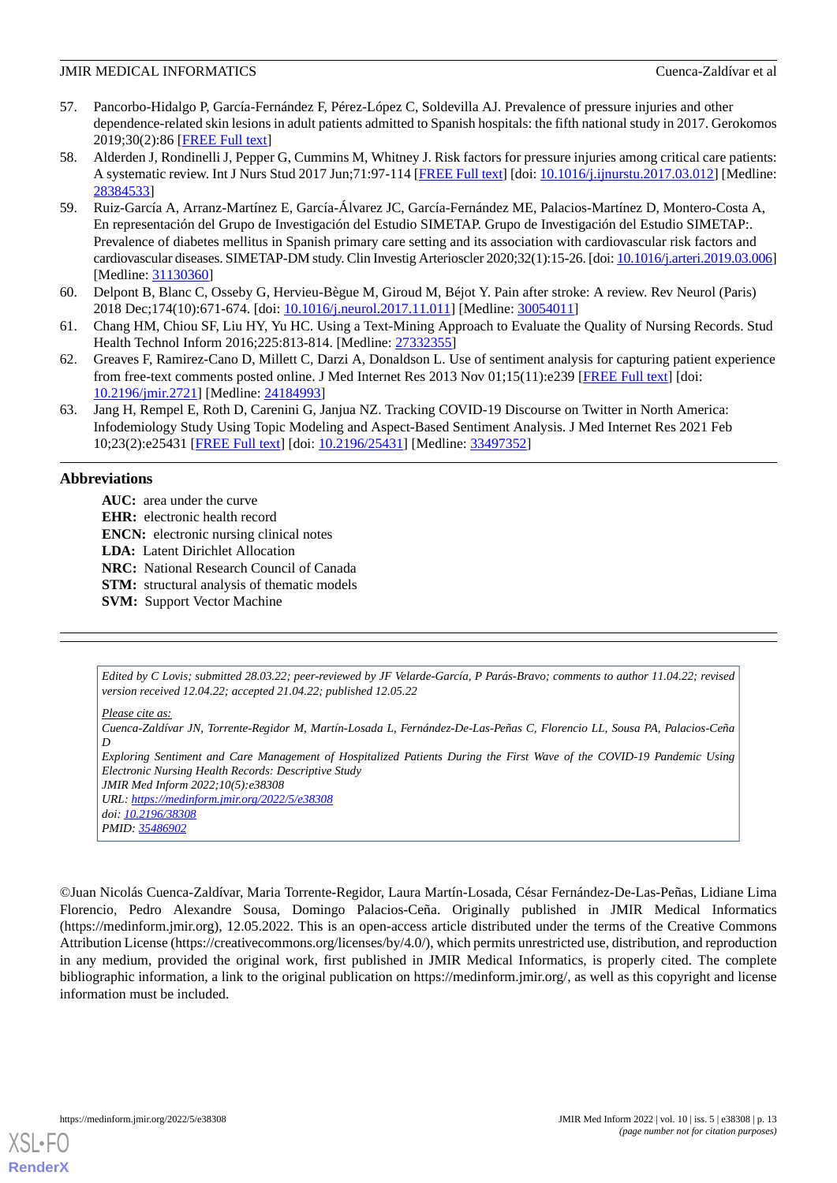57. Pancorbo-Hidalgo P, García-Fernández F, Pérez-López C, Soldevilla AJ. Prevalence of pressure injuries and other dependence-related skin lesions in adult patients admitted to Spanish hospitals: the fifth national study in 2017. Gerokomos 2019;30(2):86 [FREE Full text]
58. Alderden J, Rondinelli J, Pepper G, Cummins M, Whitney J. Risk factors for pressure injuries among critical care patients: A systematic review. Int J Nurs Stud 2017 Jun;71:97-114 [FREE Full text] [doi: 10.1016/j.ijnurstu.2017.03.012] [Medline: 28384533]
59. Ruiz-García A, Arranz-Martínez E, García-Álvarez JC, García-Fernández ME, Palacios-Martínez D, Montero-Costa A, En representación del Grupo de Investigación del Estudio SIMETAP. Grupo de Investigación del Estudio SIMETAP:. Prevalence of diabetes mellitus in Spanish primary care setting and its association with cardiovascular risk factors and cardiovascular diseases. SIMETAP-DM study. Clin Investig Arterioscler 2020;32(1):15-26. [doi: 10.1016/j.arteri.2019.03.006] [Medline: 31130360]
60. Delpont B, Blanc C, Osseby G, Hervieu-Bègue M, Giroud M, Béjot Y. Pain after stroke: A review. Rev Neurol (Paris) 2018 Dec;174(10):671-674. [doi: 10.1016/j.neurol.2017.11.011] [Medline: 30054011]
61. Chang HM, Chiou SF, Liu HY, Yu HC. Using a Text-Mining Approach to Evaluate the Quality of Nursing Records. Stud Health Technol Inform 2016;225:813-814. [Medline: 27332355]
62. Greaves F, Ramirez-Cano D, Millett C, Darzi A, Donaldson L. Use of sentiment analysis for capturing patient experience from free-text comments posted online. J Med Internet Res 2013 Nov 01;15(11):e239 [FREE Full text] [doi: 10.2196/jmir.2721] [Medline: 24184993]
63. Jang H, Rempel E, Roth D, Carenini G, Janjua NZ. Tracking COVID-19 Discourse on Twitter in North America: Infodemiology Study Using Topic Modeling and Aspect-Based Sentiment Analysis. J Med Internet Res 2021 Feb 10;23(2):e25431 [FREE Full text] [doi: 10.2196/25431] [Medline: 33497352]

## Abbreviations

**AUC:** area under the curve
**EHR:** electronic health record
**ENCN:** electronic nursing clinical notes
**LDA:** Latent Dirichlet Allocation
**NRC:** National Research Council of Canada
**STM:** structural analysis of thematic models
**SVM:** Support Vector Machine

*Edited by C Lovis; submitted 28.03.22; peer-reviewed by JF Velarde-García, P Parás-Bravo; comments to author 11.04.22; revised version received 12.04.22; accepted 21.04.22; published 12.05.22*

*Please cite as:*
*Cuenca-Zaldívar JN, Torrente-Regidor M, Martín-Losada L, Fernández-De-Las-Peñas C, Florencio LL, Sousa PA, Palacios-Ceña D*
*Exploring Sentiment and Care Management of Hospitalized Patients During the First Wave of the COVID-19 Pandemic Using Electronic Nursing Health Records: Descriptive Study*
*JMIR Med Inform 2022;10(5):e38308*
*URL: https://medinform.jmir.org/2022/5/e38308*
*doi: 10.2196/38308*
*PMID: 35486902*

©Juan Nicolás Cuenca-Zaldívar, Maria Torrente-Regidor, Laura Martín-Losada, César Fernández-De-Las-Peñas, Lidiane Lima Florencio, Pedro Alexandre Sousa, Domingo Palacios-Ceña. Originally published in JMIR Medical Informatics (https://medinform.jmir.org), 12.05.2022. This is an open-access article distributed under the terms of the Creative Commons Attribution License (https://creativecommons.org/licenses/by/4.0/), which permits unrestricted use, distribution, and reproduction in any medium, provided the original work, first published in JMIR Medical Informatics, is properly cited. The complete bibliographic information, a link to the original publication on https://medinform.jmir.org/, as well as this copyright and license information must be included.